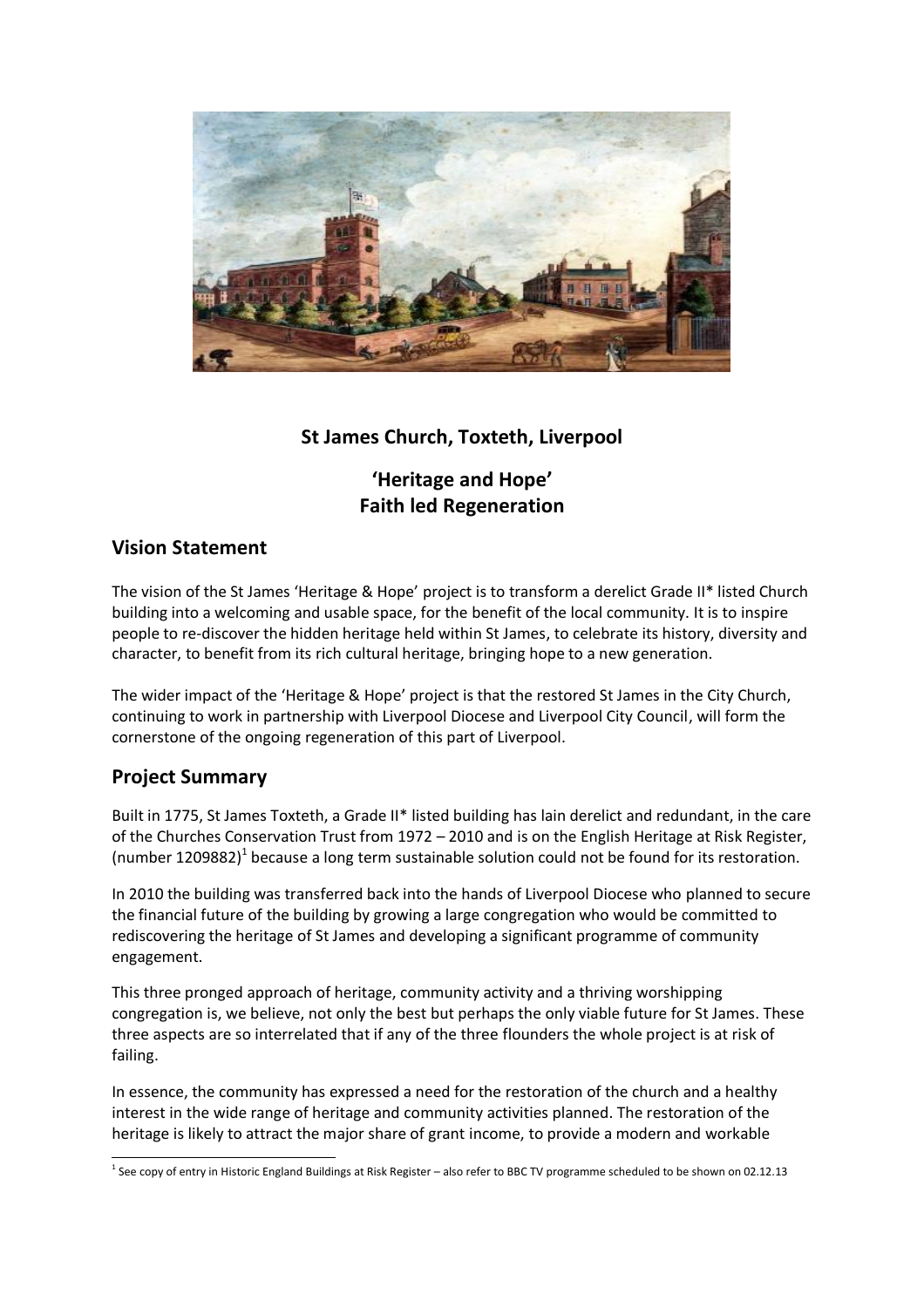# St James Church, Toxteth, Liverpool

## 'Heritage and Hope'
## Faith led Regeneration

## Vision Statement

The vision of the St James 'Heritage & Hope' project is to transform a derelict Grade II* listed Church building into a welcoming and usable space, for the benefit of the local community. It is to inspire people to re-discover the hidden heritage held within St James, to celebrate its history, diversity and character, to benefit from its rich cultural heritage, bringing hope to a new generation.

The wider impact of the 'Heritage & Hope' project is that the restored St James in the City Church, continuing to work in partnership with Liverpool Diocese and Liverpool City Council, will form the cornerstone of the ongoing regeneration of this part of Liverpool.

## Project Summary

Built in 1775, St James Toxteth, a Grade II* listed building has lain derelict and redundant, in the care of the Churches Conservation Trust from 1972 – 2010 and is on the English Heritage at Risk Register, (number 1209882)[1] because a long term sustainable solution could not be found for its restoration.

In 2010 the building was transferred back into the hands of Liverpool Diocese who planned to secure the financial future of the building by growing a large congregation who would be committed to rediscovering the heritage of St James and developing a significant programme of community engagement.

This three pronged approach of heritage, community activity and a thriving worshipping congregation is, we believe, not only the best but perhaps the only viable future for St James. These three aspects are so interrelated that if any of the three flounders the whole project is at risk of failing.

In essence, the community has expressed a need for the restoration of the church and a healthy interest in the wide range of heritage and community activities planned. The restoration of the heritage is likely to attract the major share of grant income, to provide a modern and workable

[1] See copy of entry in Historic England Buildings at Risk Register – also refer to BBC TV programme scheduled to be shown on 02.12.13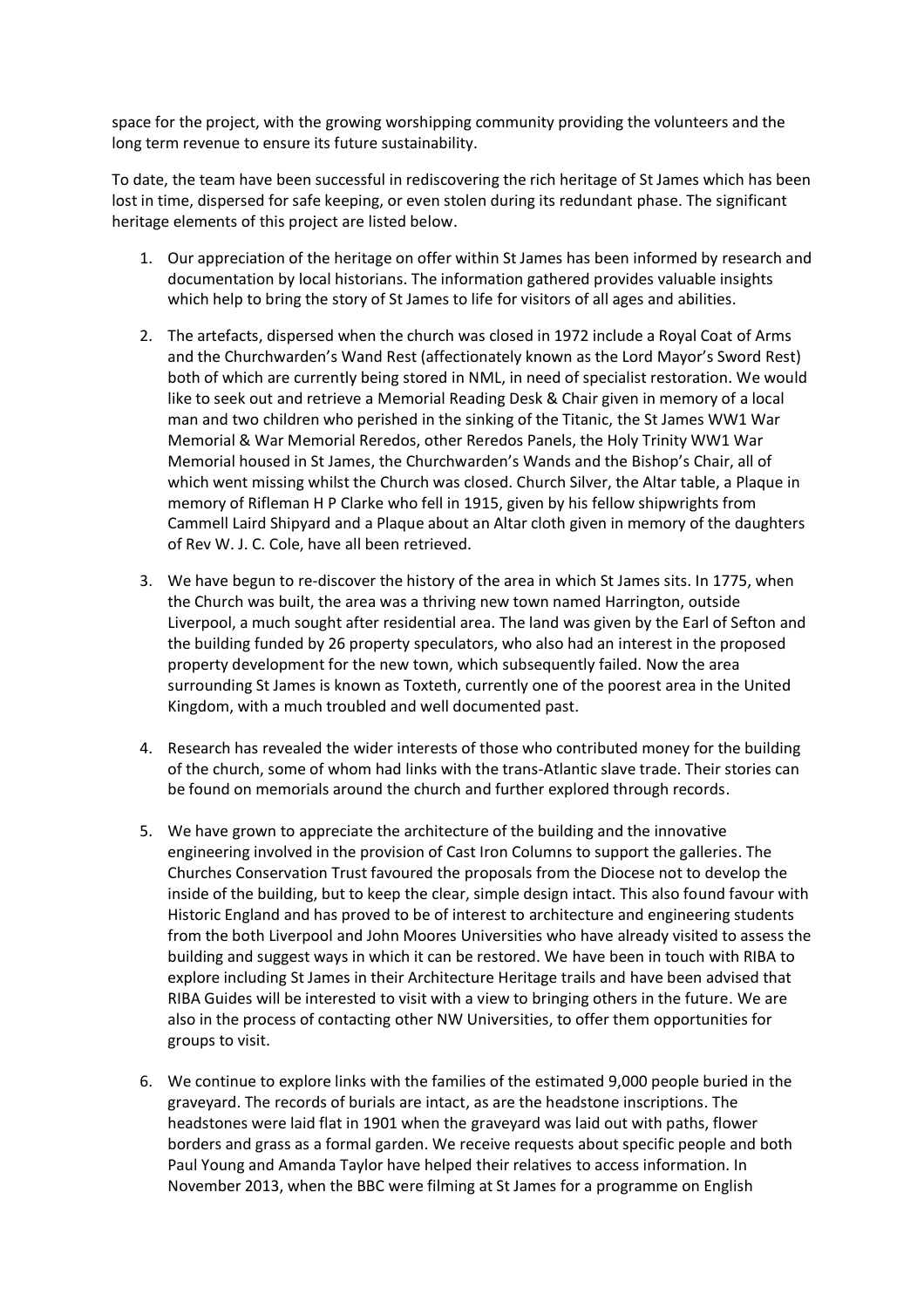space for the project, with the growing worshipping community providing the volunteers and the long term revenue to ensure its future sustainability.

To date, the team have been successful in rediscovering the rich heritage of St James which has been lost in time, dispersed for safe keeping, or even stolen during its redundant phase. The significant heritage elements of this project are listed below.

1. Our appreciation of the heritage on offer within St James has been informed by research and documentation by local historians. The information gathered provides valuable insights which help to bring the story of St James to life for visitors of all ages and abilities.

2. The artefacts, dispersed when the church was closed in 1972 include a Royal Coat of Arms and the Churchwarden's Wand Rest (affectionately known as the Lord Mayor's Sword Rest) both of which are currently being stored in NML, in need of specialist restoration. We would like to seek out and retrieve a Memorial Reading Desk & Chair given in memory of a local man and two children who perished in the sinking of the Titanic, the St James WW1 War Memorial & War Memorial Reredos, other Reredos Panels, the Holy Trinity WW1 War Memorial housed in St James, the Churchwarden's Wands and the Bishop's Chair, all of which went missing whilst the Church was closed. Church Silver, the Altar table, a Plaque in memory of Rifleman H P Clarke who fell in 1915, given by his fellow shipwrights from Cammell Laird Shipyard and a Plaque about an Altar cloth given in memory of the daughters of Rev W. J. C. Cole, have all been retrieved.

3. We have begun to re-discover the history of the area in which St James sits. In 1775, when the Church was built, the area was a thriving new town named Harrington, outside Liverpool, a much sought after residential area. The land was given by the Earl of Sefton and the building funded by 26 property speculators, who also had an interest in the proposed property development for the new town, which subsequently failed. Now the area surrounding St James is known as Toxteth, currently one of the poorest area in the United Kingdom, with a much troubled and well documented past.

4. Research has revealed the wider interests of those who contributed money for the building of the church, some of whom had links with the trans-Atlantic slave trade. Their stories can be found on memorials around the church and further explored through records.

5. We have grown to appreciate the architecture of the building and the innovative engineering involved in the provision of Cast Iron Columns to support the galleries. The Churches Conservation Trust favoured the proposals from the Diocese not to develop the inside of the building, but to keep the clear, simple design intact. This also found favour with Historic England and has proved to be of interest to architecture and engineering students from the both Liverpool and John Moores Universities who have already visited to assess the building and suggest ways in which it can be restored. We have been in touch with RIBA to explore including St James in their Architecture Heritage trails and have been advised that RIBA Guides will be interested to visit with a view to bringing others in the future. We are also in the process of contacting other NW Universities, to offer them opportunities for groups to visit.

6. We continue to explore links with the families of the estimated 9,000 people buried in the graveyard. The records of burials are intact, as are the headstone inscriptions. The headstones were laid flat in 1901 when the graveyard was laid out with paths, flower borders and grass as a formal garden. We receive requests about specific people and both Paul Young and Amanda Taylor have helped their relatives to access information. In November 2013, when the BBC were filming at St James for a programme on English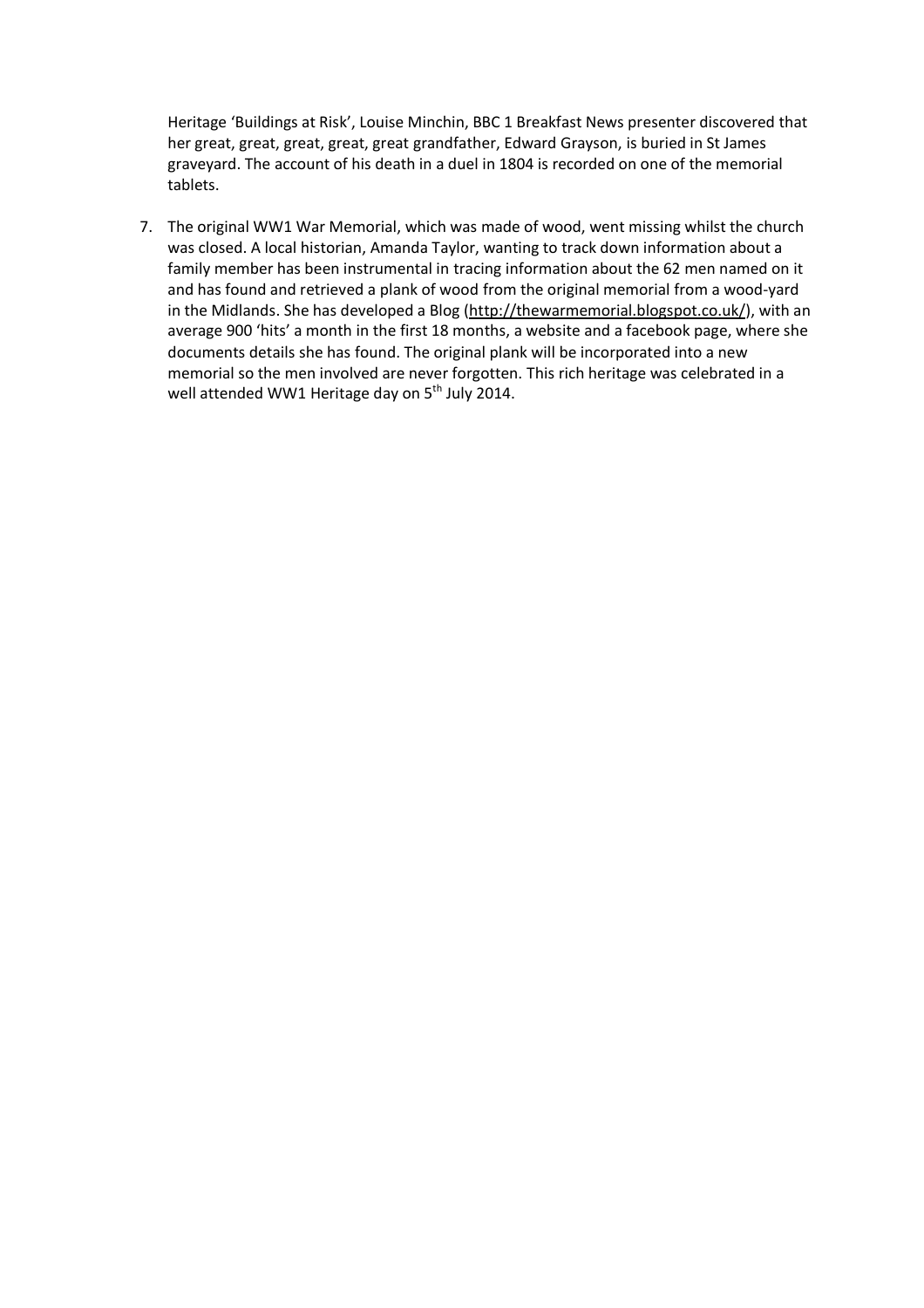Heritage 'Buildings at Risk', Louise Minchin, BBC 1 Breakfast News presenter discovered that her great, great, great, great, great grandfather, Edward Grayson, is buried in St James graveyard. The account of his death in a duel in 1804 is recorded on one of the memorial tablets.

7. The original WW1 War Memorial, which was made of wood, went missing whilst the church was closed. A local historian, Amanda Taylor, wanting to track down information about a family member has been instrumental in tracing information about the 62 men named on it and has found and retrieved a plank of wood from the original memorial from a wood-yard in the Midlands. She has developed a Blog (http://thewarmemorial.blogspot.co.uk/), with an average 900 'hits' a month in the first 18 months, a website and a facebook page, where she documents details she has found. The original plank will be incorporated into a new memorial so the men involved are never forgotten. This rich heritage was celebrated in a well attended WW1 Heritage day on 5th July 2014.